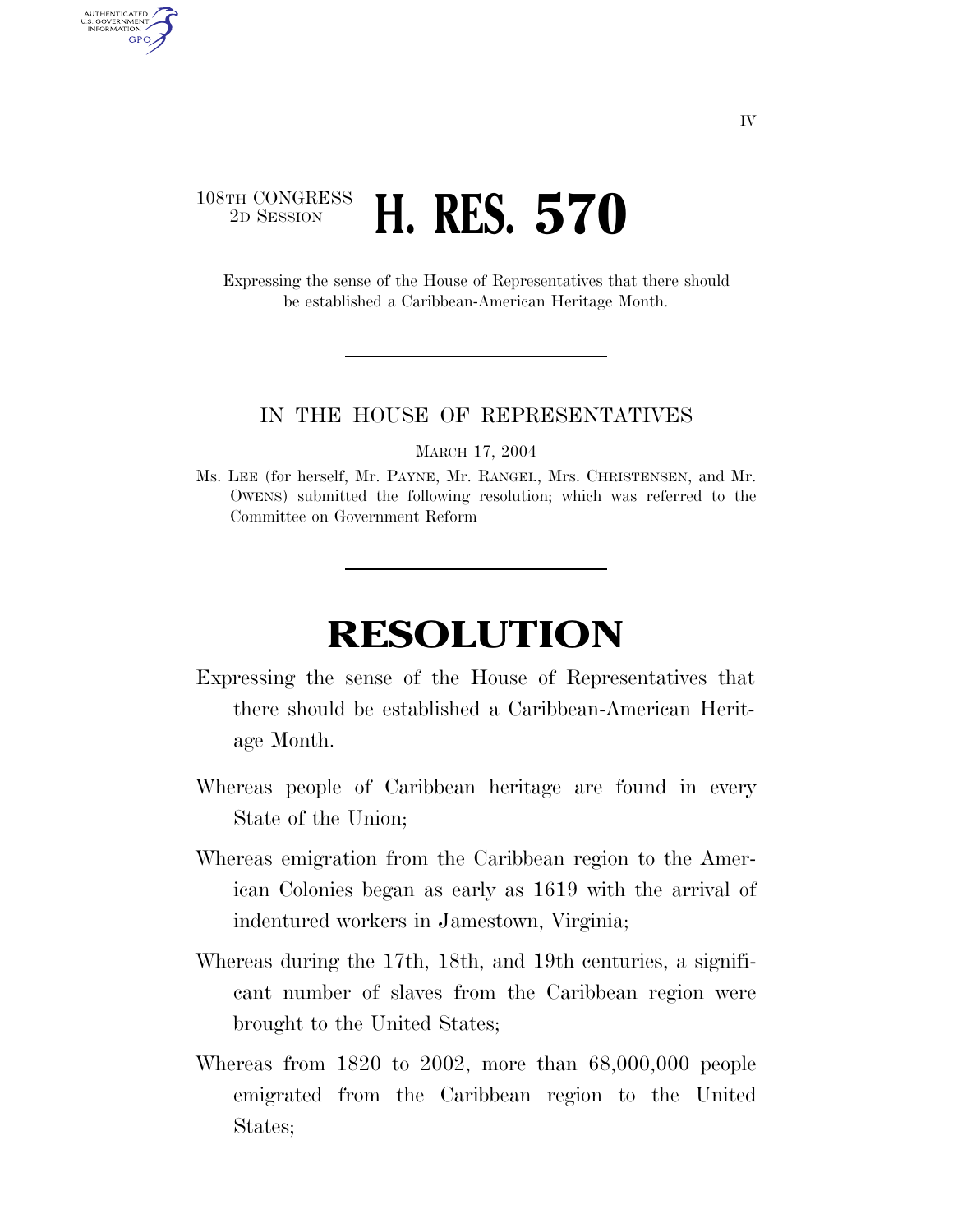108TH CONGRESS
2D SESSION

# H. RES. 570

Expressing the sense of the House of Representatives that there should be established a Caribbean-American Heritage Month.

---

IN THE HOUSE OF REPRESENTATIVES

MARCH 17, 2004

Ms. LEE (for herself, Mr. PAYNE, Mr. RANGEL, Mrs. CHRISTENSEN, and Mr. OWENS) submitted the following resolution; which was referred to the Committee on Government Reform

---

# RESOLUTION

Expressing the sense of the House of Representatives that there should be established a Caribbean-American Heritage Month.

Whereas people of Caribbean heritage are found in every State of the Union;

Whereas emigration from the Caribbean region to the American Colonies began as early as 1619 with the arrival of indentured workers in Jamestown, Virginia;

Whereas during the 17th, 18th, and 19th centuries, a significant number of slaves from the Caribbean region were brought to the United States;

Whereas from 1820 to 2002, more than 68,000,000 people emigrated from the Caribbean region to the United States;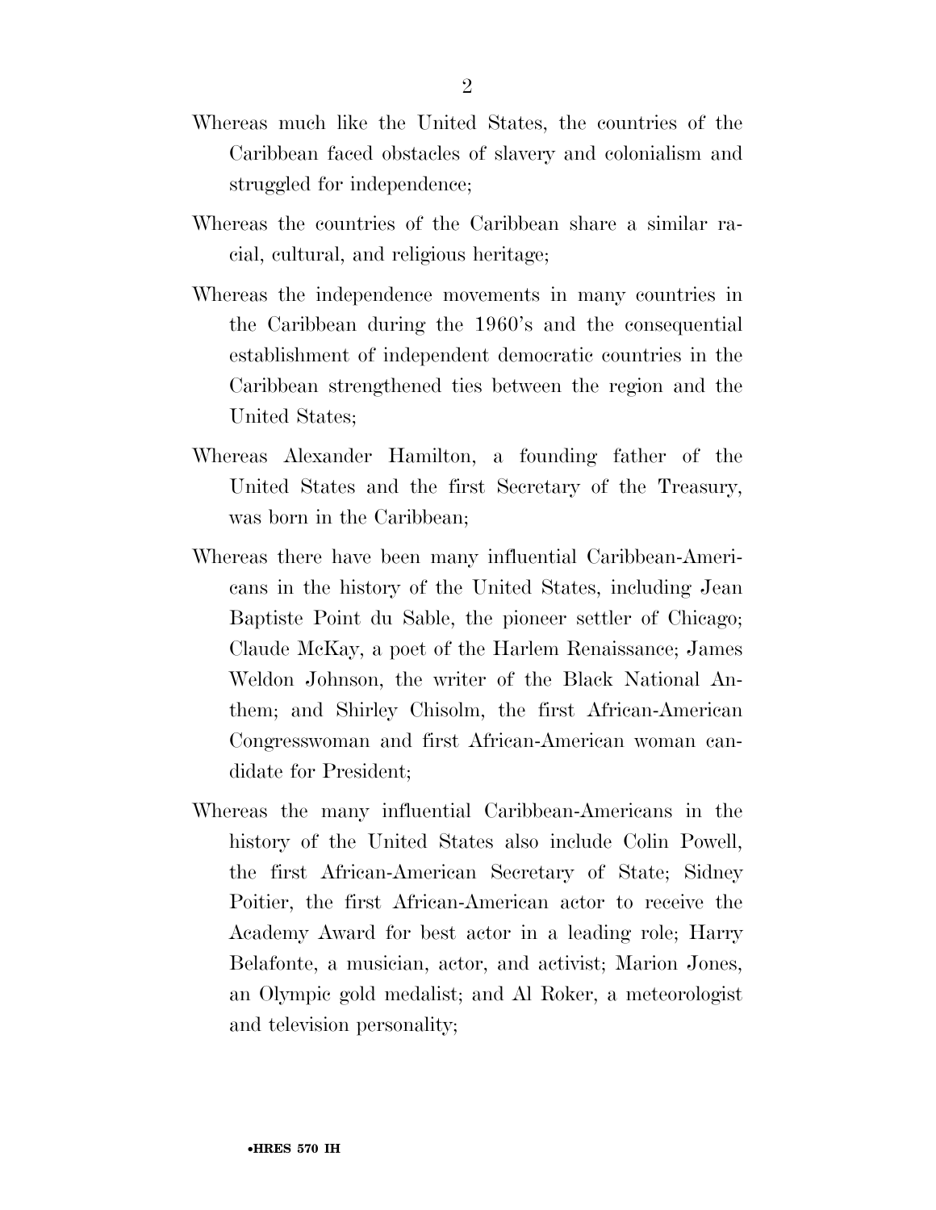Whereas much like the United States, the countries of the Caribbean faced obstacles of slavery and colonialism and struggled for independence;

Whereas the countries of the Caribbean share a similar racial, cultural, and religious heritage;

Whereas the independence movements in many countries in the Caribbean during the 1960's and the consequential establishment of independent democratic countries in the Caribbean strengthened ties between the region and the United States;

Whereas Alexander Hamilton, a founding father of the United States and the first Secretary of the Treasury, was born in the Caribbean;

Whereas there have been many influential Caribbean-Americans in the history of the United States, including Jean Baptiste Point du Sable, the pioneer settler of Chicago; Claude McKay, a poet of the Harlem Renaissance; James Weldon Johnson, the writer of the Black National Anthem; and Shirley Chisolm, the first African-American Congresswoman and first African-American woman candidate for President;

Whereas the many influential Caribbean-Americans in the history of the United States also include Colin Powell, the first African-American Secretary of State; Sidney Poitier, the first African-American actor to receive the Academy Award for best actor in a leading role; Harry Belafonte, a musician, actor, and activist; Marion Jones, an Olympic gold medalist; and Al Roker, a meteorologist and television personality;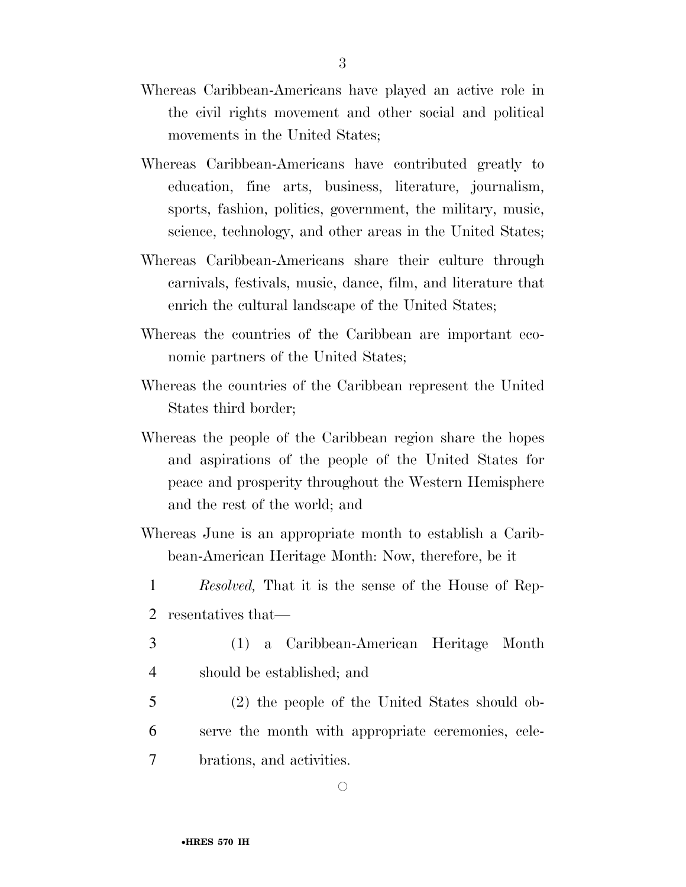Whereas Caribbean-Americans have played an active role in the civil rights movement and other social and political movements in the United States;

Whereas Caribbean-Americans have contributed greatly to education, fine arts, business, literature, journalism, sports, fashion, politics, government, the military, music, science, technology, and other areas in the United States;

Whereas Caribbean-Americans share their culture through carnivals, festivals, music, dance, film, and literature that enrich the cultural landscape of the United States;

Whereas the countries of the Caribbean are important economic partners of the United States;

Whereas the countries of the Caribbean represent the United States third border;

Whereas the people of the Caribbean region share the hopes and aspirations of the people of the United States for peace and prosperity throughout the Western Hemisphere and the rest of the world; and

Whereas June is an appropriate month to establish a Caribbean-American Heritage Month: Now, therefore, be it

1 *Resolved,* That it is the sense of the House of Rep-
2 resentatives that—
3 (1) a Caribbean-American Heritage Month
4 should be established; and
5 (2) the people of the United States should ob-
6 serve the month with appropriate ceremonies, cele-
7 brations, and activities.

○